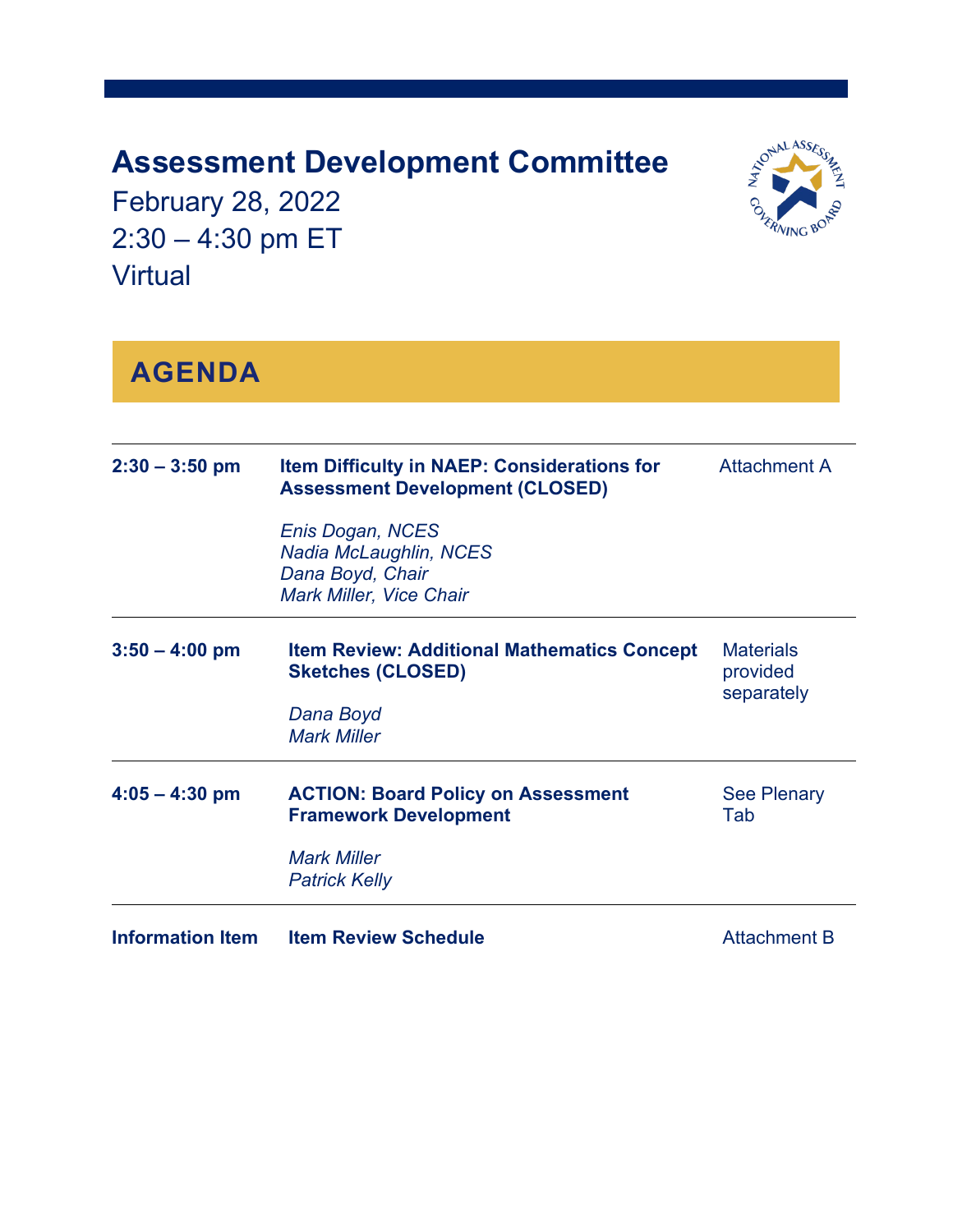# Assessment Development Committee

February 28, 2022
2:30 – 4:30 pm ET
Virtual

## AGENDA

| | | |
|---|---|---|
| **2:30 – 3:50 pm** | **Item Difficulty in NAEP: Considerations for Assessment Development (CLOSED)**<br><br>*Enis Dogan, NCES*<br>*Nadia McLaughlin, NCES*<br>*Dana Boyd, Chair*<br>*Mark Miller, Vice Chair* | Attachment A |
| **3:50 – 4:00 pm** | **Item Review: Additional Mathematics Concept Sketches (CLOSED)**<br><br>*Dana Boyd*<br>*Mark Miller* | Materials provided separately |
| **4:05 – 4:30 pm** | **ACTION: Board Policy on Assessment Framework Development**<br><br>*Mark Miller*<br>*Patrick Kelly* | See Plenary Tab |
| **Information Item** | **Item Review Schedule** | Attachment B |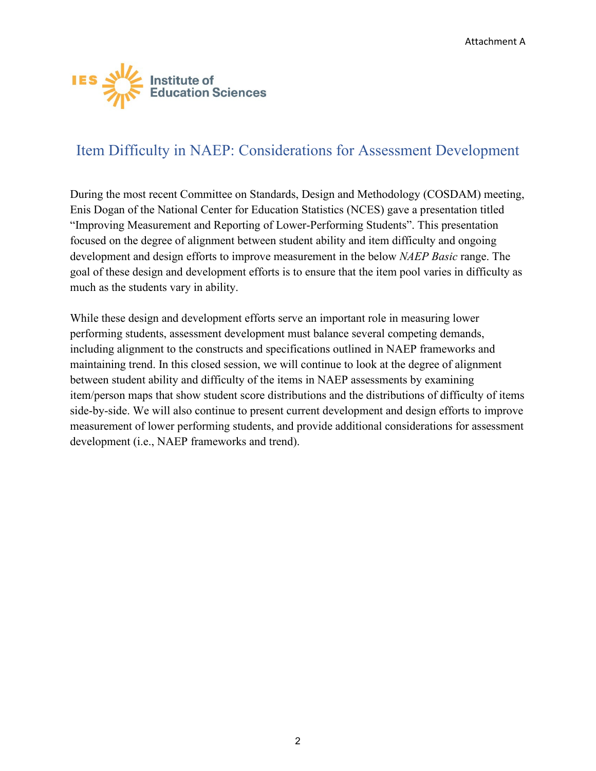# Item Difficulty in NAEP: Considerations for Assessment Development

During the most recent Committee on Standards, Design and Methodology (COSDAM) meeting, Enis Dogan of the National Center for Education Statistics (NCES) gave a presentation titled "Improving Measurement and Reporting of Lower-Performing Students". This presentation focused on the degree of alignment between student ability and item difficulty and ongoing development and design efforts to improve measurement in the below *NAEP Basic* range. The goal of these design and development efforts is to ensure that the item pool varies in difficulty as much as the students vary in ability.

While these design and development efforts serve an important role in measuring lower performing students, assessment development must balance several competing demands, including alignment to the constructs and specifications outlined in NAEP frameworks and maintaining trend. In this closed session, we will continue to look at the degree of alignment between student ability and difficulty of the items in NAEP assessments by examining item/person maps that show student score distributions and the distributions of difficulty of items side-by-side. We will also continue to present current development and design efforts to improve measurement of lower performing students, and provide additional considerations for assessment development (i.e., NAEP frameworks and trend).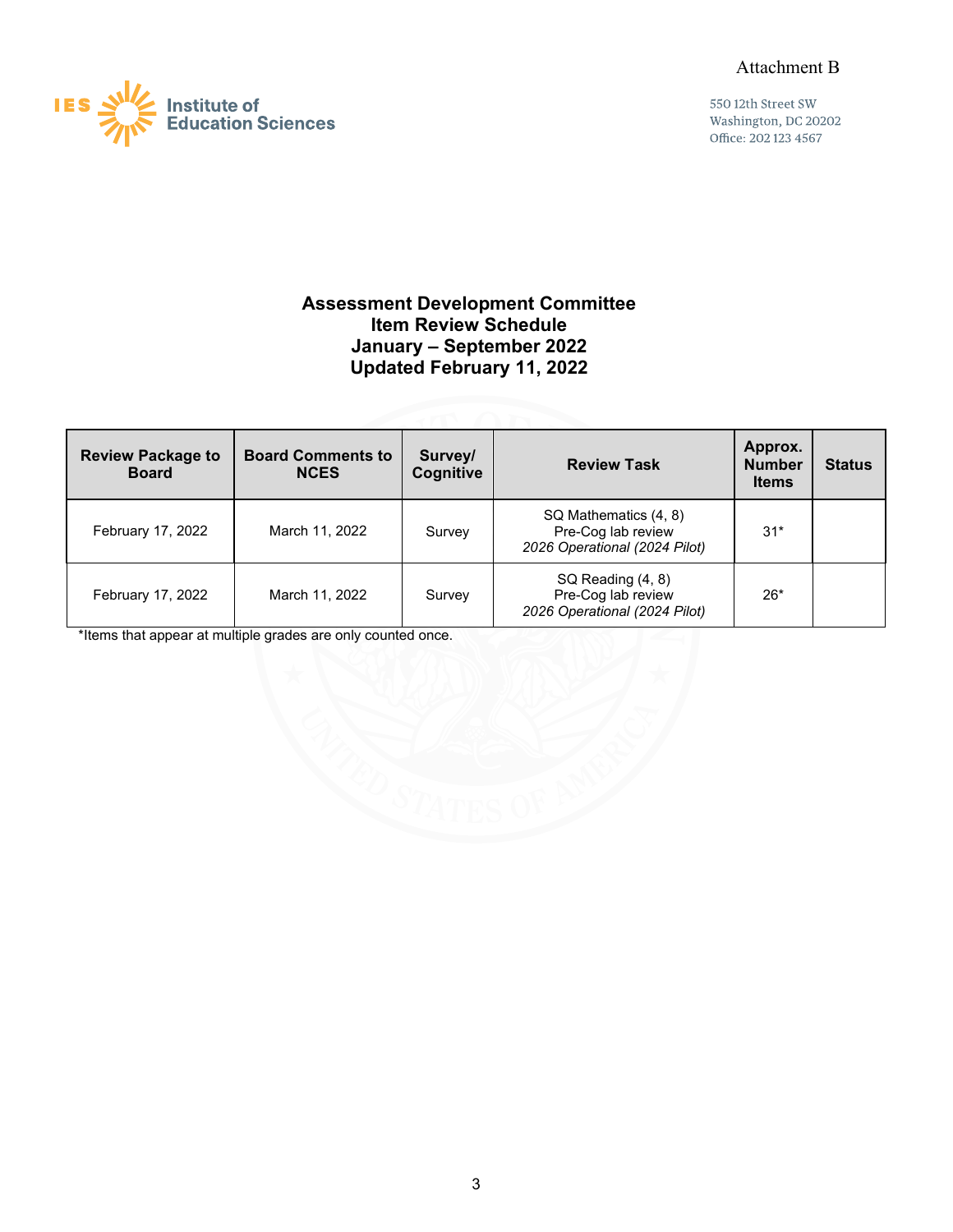Attachment B

Institute of Education Sciences

550 12th Street SW
Washington, DC 20202
Office: 202 123 4567

**Assessment Development Committee**
**Item Review Schedule**
**January – September 2022**
**Updated February 11, 2022**

| Review Package to Board | Board Comments to NCES | Survey/ Cognitive | Review Task | Approx. Number Items | Status |
|---|---|---|---|---|---|
| February 17, 2022 | March 11, 2022 | Survey | SQ Mathematics (4, 8)<br>Pre-Cog lab review<br>*2026 Operational (2024 Pilot)* | 31* | |
| February 17, 2022 | March 11, 2022 | Survey | SQ Reading (4, 8)<br>Pre-Cog lab review<br>*2026 Operational (2024 Pilot)* | 26* | |

*Items that appear at multiple grades are only counted once.